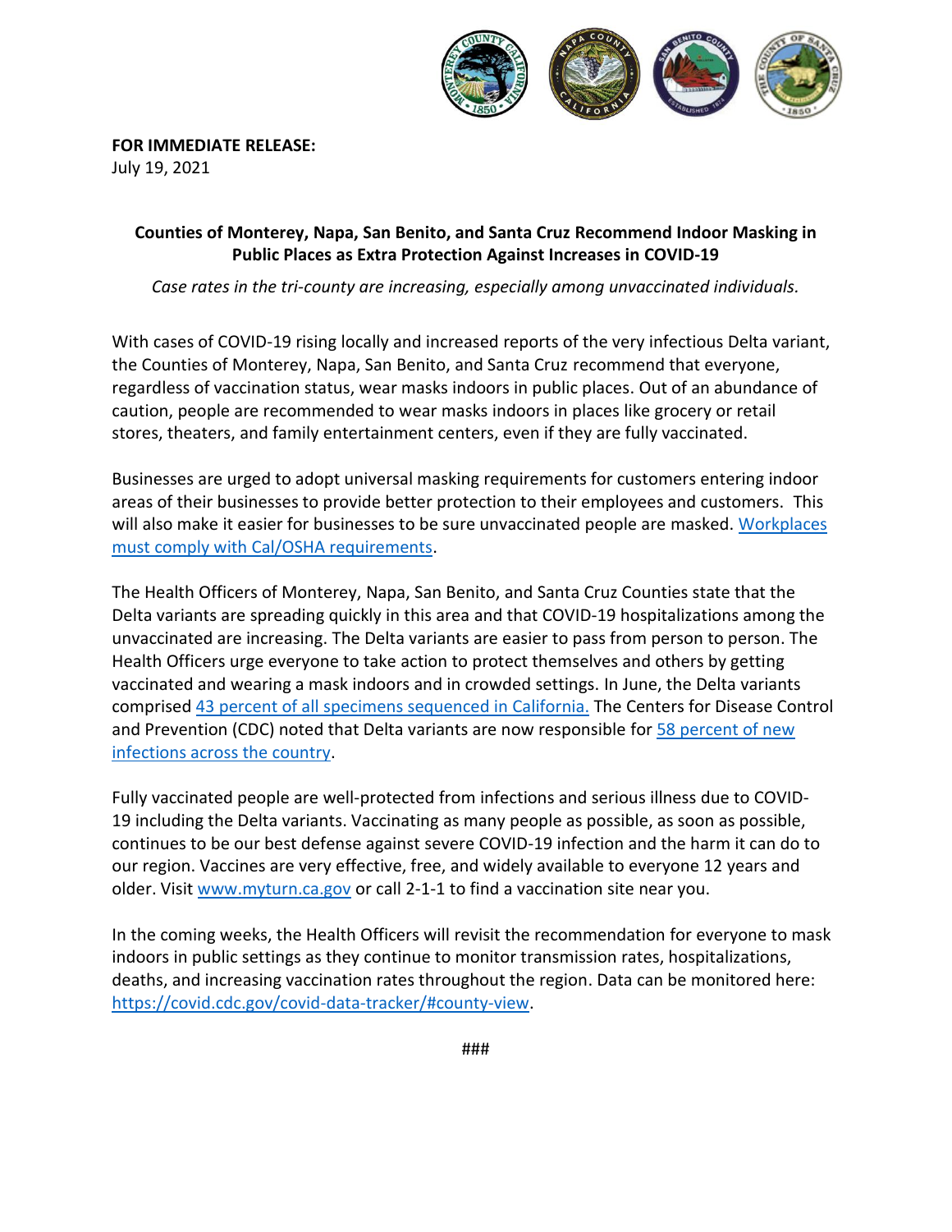**FOR IMMEDIATE RELEASE:**
July 19, 2021

## Counties of Monterey, Napa, San Benito, and Santa Cruz Recommend Indoor Masking in Public Places as Extra Protection Against Increases in COVID-19

*Case rates in the tri-county are increasing, especially among unvaccinated individuals.*

With cases of COVID-19 rising locally and increased reports of the very infectious Delta variant, the Counties of Monterey, Napa, San Benito, and Santa Cruz recommend that everyone, regardless of vaccination status, wear masks indoors in public places. Out of an abundance of caution, people are recommended to wear masks indoors in places like grocery or retail stores, theaters, and family entertainment centers, even if they are fully vaccinated.

Businesses are urged to adopt universal masking requirements for customers entering indoor areas of their businesses to provide better protection to their employees and customers. This will also make it easier for businesses to be sure unvaccinated people are masked. Workplaces must comply with Cal/OSHA requirements.

The Health Officers of Monterey, Napa, San Benito, and Santa Cruz Counties state that the Delta variants are spreading quickly in this area and that COVID-19 hospitalizations among the unvaccinated are increasing. The Delta variants are easier to pass from person to person. The Health Officers urge everyone to take action to protect themselves and others by getting vaccinated and wearing a mask indoors and in crowded settings. In June, the Delta variants comprised 43 percent of all specimens sequenced in California. The Centers for Disease Control and Prevention (CDC) noted that Delta variants are now responsible for 58 percent of new infections across the country.

Fully vaccinated people are well-protected from infections and serious illness due to COVID-19 including the Delta variants. Vaccinating as many people as possible, as soon as possible, continues to be our best defense against severe COVID-19 infection and the harm it can do to our region. Vaccines are very effective, free, and widely available to everyone 12 years and older. Visit www.myturn.ca.gov or call 2-1-1 to find a vaccination site near you.

In the coming weeks, the Health Officers will revisit the recommendation for everyone to mask indoors in public settings as they continue to monitor transmission rates, hospitalizations, deaths, and increasing vaccination rates throughout the region. Data can be monitored here: https://covid.cdc.gov/covid-data-tracker/#county-view.

###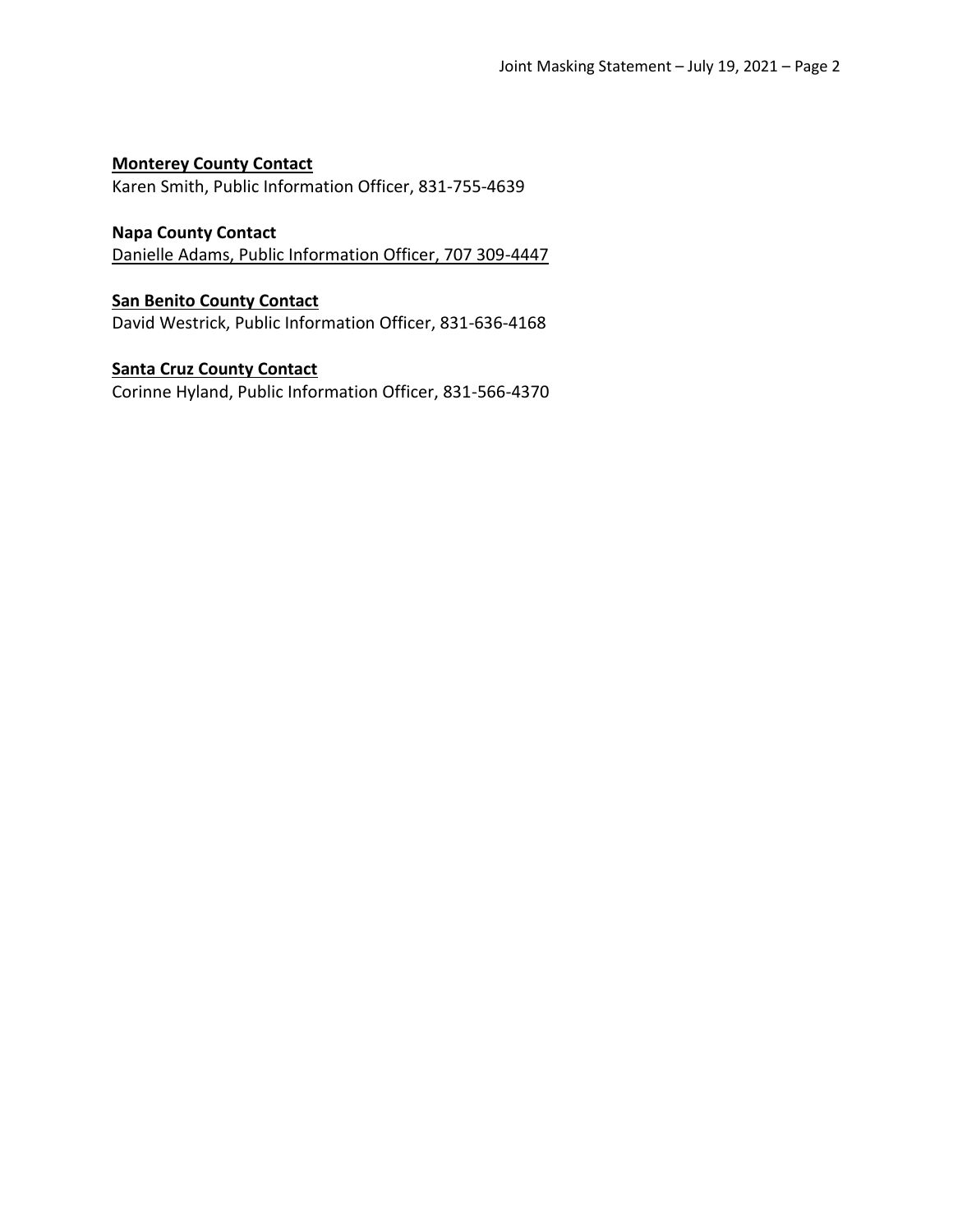**Monterey County Contact**
Karen Smith, Public Information Officer, 831-755-4639

**Napa County Contact**
Danielle Adams, Public Information Officer, 707 309-4447

**San Benito County Contact**
David Westrick, Public Information Officer, 831-636-4168

**Santa Cruz County Contact**
Corinne Hyland, Public Information Officer, 831-566-4370